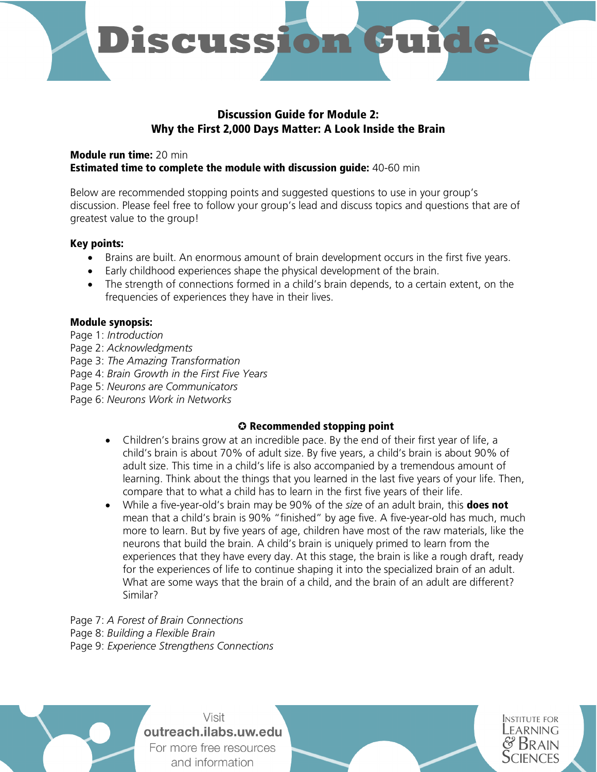# Discussion Guide

## Discussion Guide for Module 2:
## Why the First 2,000 Days Matter: A Look Inside the Brain

**Module run time:** 20 min
**Estimated time to complete the module with discussion guide:** 40-60 min

Below are recommended stopping points and suggested questions to use in your group's discussion. Please feel free to follow your group's lead and discuss topics and questions that are of greatest value to the group!

**Key points:**

- Brains are built. An enormous amount of brain development occurs in the first five years.
- Early childhood experiences shape the physical development of the brain.
- The strength of connections formed in a child's brain depends, to a certain extent, on the frequencies of experiences they have in their lives.

**Module synopsis:**

Page 1: *Introduction*
Page 2: *Acknowledgments*
Page 3: *The Amazing Transformation*
Page 4: *Brain Growth in the First Five Years*
Page 5: *Neurons are Communicators*
Page 6: *Neurons Work in Networks*

**✪ Recommended stopping point**

- Children's brains grow at an incredible pace. By the end of their first year of life, a child's brain is about 70% of adult size. By five years, a child's brain is about 90% of adult size. This time in a child's life is also accompanied by a tremendous amount of learning. Think about the things that you learned in the last five years of your life. Then, compare that to what a child has to learn in the first five years of their life.
- While a five-year-old's brain may be 90% of the *size* of an adult brain, this **does not** mean that a child's brain is 90% "finished" by age five. A five-year-old has much, much more to learn. But by five years of age, children have most of the raw materials, like the neurons that build the brain. A child's brain is uniquely primed to learn from the experiences that they have every day. At this stage, the brain is like a rough draft, ready for the experiences of life to continue shaping it into the specialized brain of an adult. What are some ways that the brain of a child, and the brain of an adult are different? Similar?

Page 7: *A Forest of Brain Connections*
Page 8: *Building a Flexible Brain*
Page 9: *Experience Strengthens Connections*

Visit **outreach.ilabs.uw.edu** For more free resources and information

Institute for Learning & Brain Sciences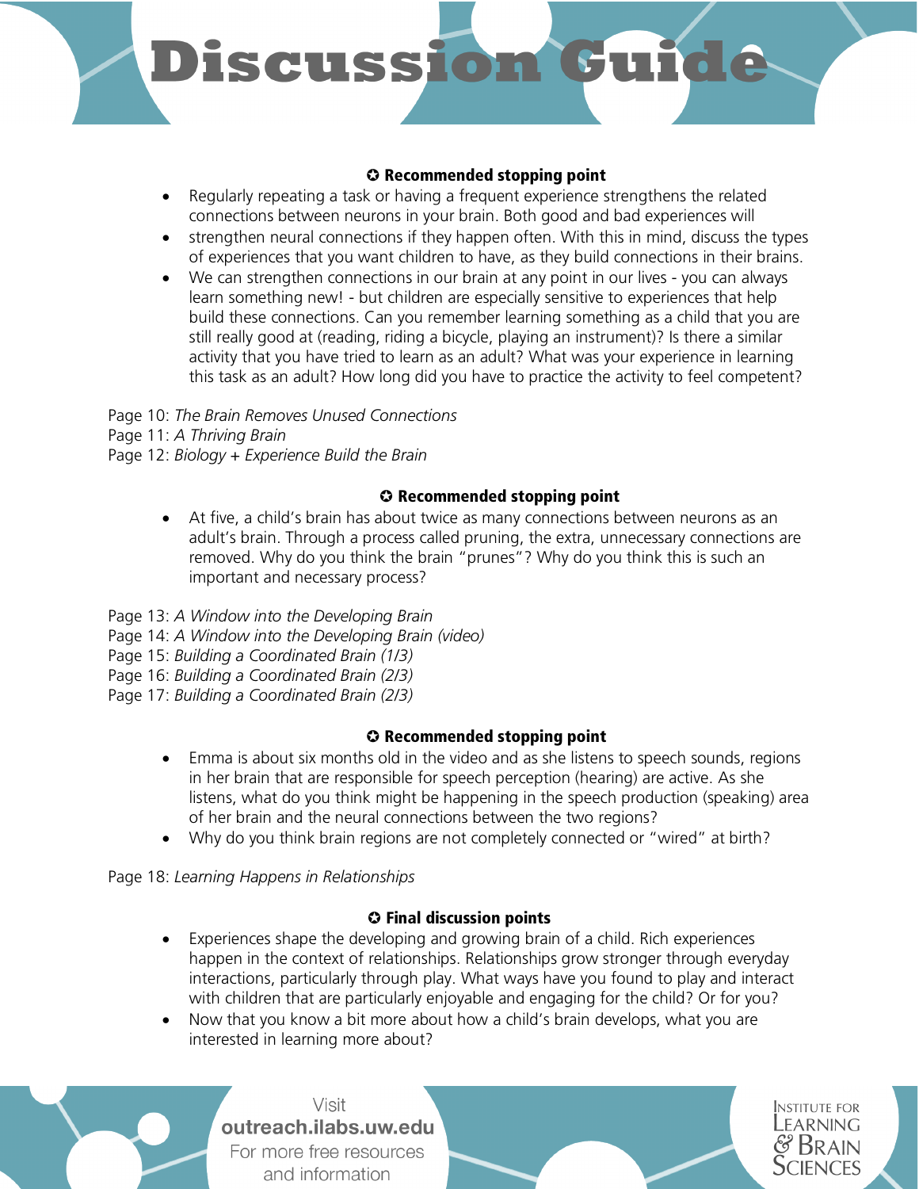# Discussion Guide

**✪ Recommended stopping point**

- Regularly repeating a task or having a frequent experience strengthens the related connections between neurons in your brain. Both good and bad experiences will
- strengthen neural connections if they happen often. With this in mind, discuss the types of experiences that you want children to have, as they build connections in their brains.
- We can strengthen connections in our brain at any point in our lives - you can always learn something new! - but children are especially sensitive to experiences that help build these connections. Can you remember learning something as a child that you are still really good at (reading, riding a bicycle, playing an instrument)? Is there a similar activity that you have tried to learn as an adult? What was your experience in learning this task as an adult? How long did you have to practice the activity to feel competent?

Page 10: *The Brain Removes Unused Connections*
Page 11: *A Thriving Brain*
Page 12: *Biology + Experience Build the Brain*

**✪ Recommended stopping point**

- At five, a child's brain has about twice as many connections between neurons as an adult's brain. Through a process called pruning, the extra, unnecessary connections are removed. Why do you think the brain "prunes"? Why do you think this is such an important and necessary process?

Page 13: *A Window into the Developing Brain*
Page 14: *A Window into the Developing Brain (video)*
Page 15: *Building a Coordinated Brain (1/3)*
Page 16: *Building a Coordinated Brain (2/3)*
Page 17: *Building a Coordinated Brain (2/3)*

**✪ Recommended stopping point**

- Emma is about six months old in the video and as she listens to speech sounds, regions in her brain that are responsible for speech perception (hearing) are active. As she listens, what do you think might be happening in the speech production (speaking) area of her brain and the neural connections between the two regions?
- Why do you think brain regions are not completely connected or "wired" at birth?

Page 18: *Learning Happens in Relationships*

**✪ Final discussion points**

- Experiences shape the developing and growing brain of a child. Rich experiences happen in the context of relationships. Relationships grow stronger through everyday interactions, particularly through play. What ways have you found to play and interact with children that are particularly enjoyable and engaging for the child? Or for you?
- Now that you know a bit more about how a child's brain develops, what you are interested in learning more about?

Visit **outreach.ilabs.uw.edu** For more free resources and information

Institute for Learning & Brain Sciences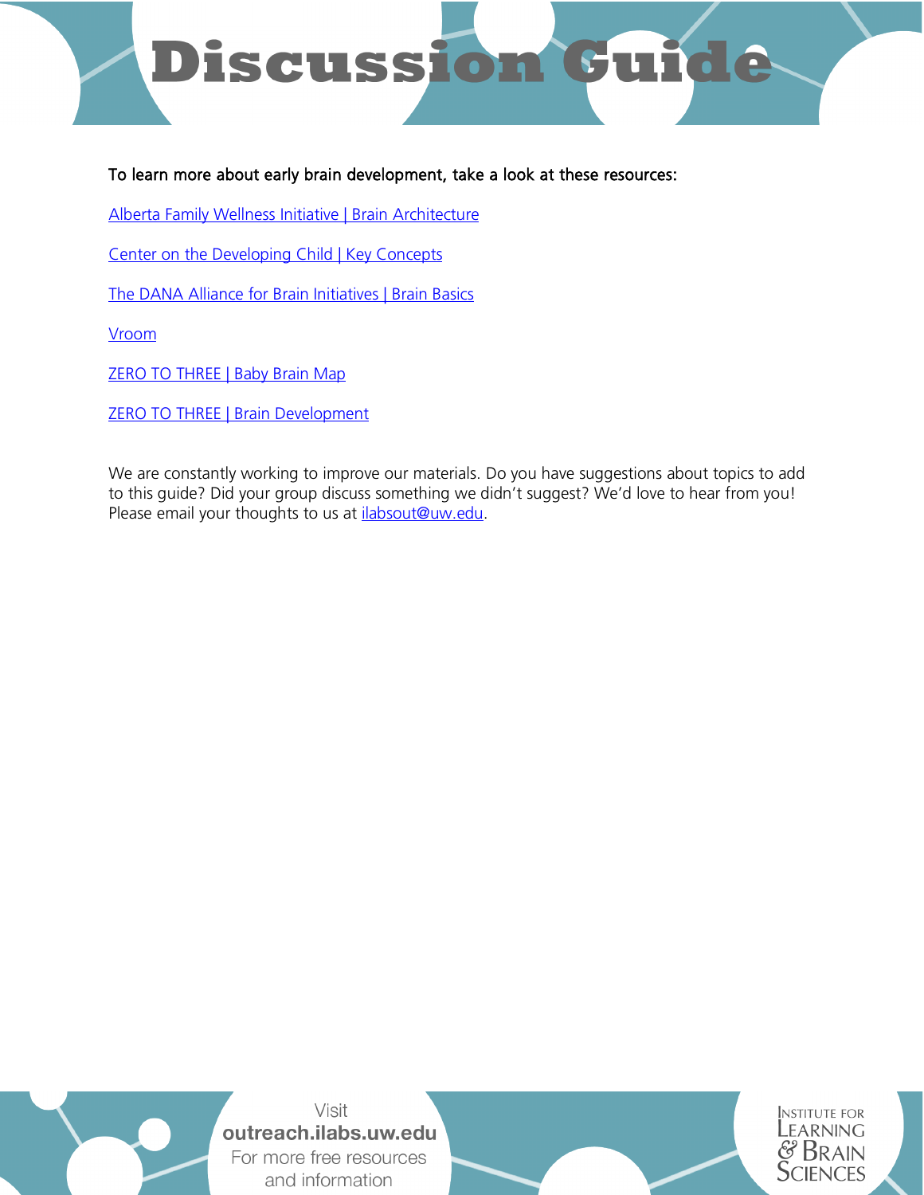# Discussion Guide

To learn more about early brain development, take a look at these resources:

Alberta Family Wellness Initiative | Brain Architecture

Center on the Developing Child | Key Concepts

The DANA Alliance for Brain Initiatives | Brain Basics

Vroom

ZERO TO THREE | Baby Brain Map

ZERO TO THREE | Brain Development

We are constantly working to improve our materials. Do you have suggestions about topics to add to this guide? Did your group discuss something we didn't suggest? We'd love to hear from you! Please email your thoughts to us at ilabsout@uw.edu.

Visit
**outreach.ilabs.uw.edu**
For more free resources
and information

Institute for Learning & Brain Sciences